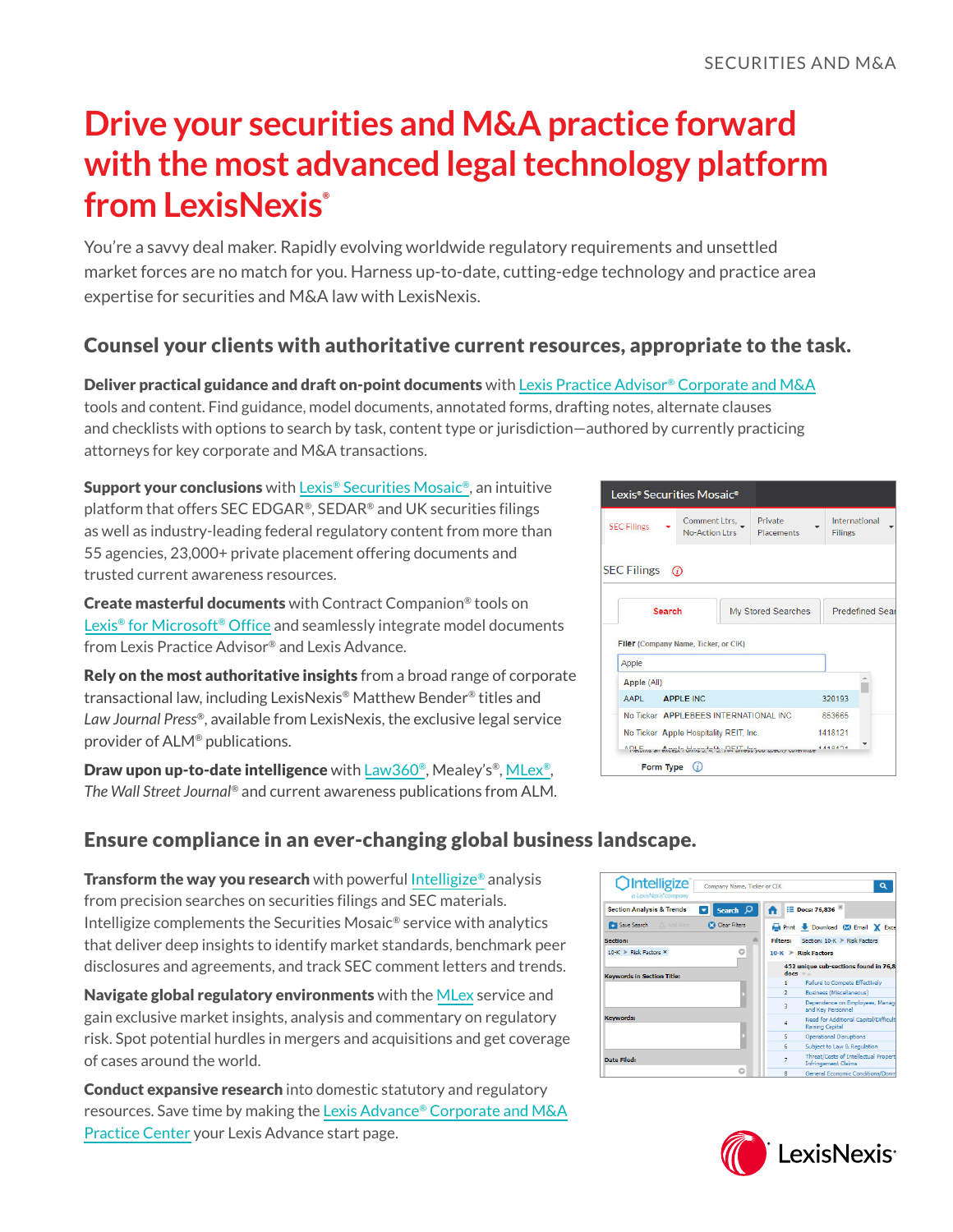SECURITIES AND M&A

# Drive your securities and M&A practice forward with the most advanced legal technology platform from LexisNexis®

You're a savvy deal maker. Rapidly evolving worldwide regulatory requirements and unsettled market forces are no match for you. Harness up-to-date, cutting-edge technology and practice area expertise for securities and M&A law with LexisNexis.

## Counsel your clients with authoritative current resources, appropriate to the task.

**Deliver practical guidance and draft on-point documents** with Lexis Practice Advisor® Corporate and M&A tools and content. Find guidance, model documents, annotated forms, drafting notes, alternate clauses and checklists with options to search by task, content type or jurisdiction—authored by currently practicing attorneys for key corporate and M&A transactions.

**Support your conclusions** with Lexis® Securities Mosaic®, an intuitive platform that offers SEC EDGAR®, SEDAR® and UK securities filings as well as industry-leading federal regulatory content from more than 55 agencies, 23,000+ private placement offering documents and trusted current awareness resources.

**Create masterful documents** with Contract Companion® tools on Lexis® for Microsoft® Office and seamlessly integrate model documents from Lexis Practice Advisor® and Lexis Advance.

**Rely on the most authoritative insights** from a broad range of corporate transactional law, including LexisNexis® Matthew Bender® titles and *Law Journal Press*®, available from LexisNexis, the exclusive legal service provider of ALM® publications.

**Draw upon up-to-date intelligence** with Law360®, Mealey's®, MLex®, *The Wall Street Journal*® and current awareness publications from ALM.

## Ensure compliance in an ever-changing global business landscape.

**Transform the way you research** with powerful Intelligize® analysis from precision searches on securities filings and SEC materials. Intelligize complements the Securities Mosaic® service with analytics that deliver deep insights to identify market standards, benchmark peer disclosures and agreements, and track SEC comment letters and trends.

**Navigate global regulatory environments** with the MLex service and gain exclusive market insights, analysis and commentary on regulatory risk. Spot potential hurdles in mergers and acquisitions and get coverage of cases around the world.

**Conduct expansive research** into domestic statutory and regulatory resources. Save time by making the Lexis Advance® Corporate and M&A Practice Center your Lexis Advance start page.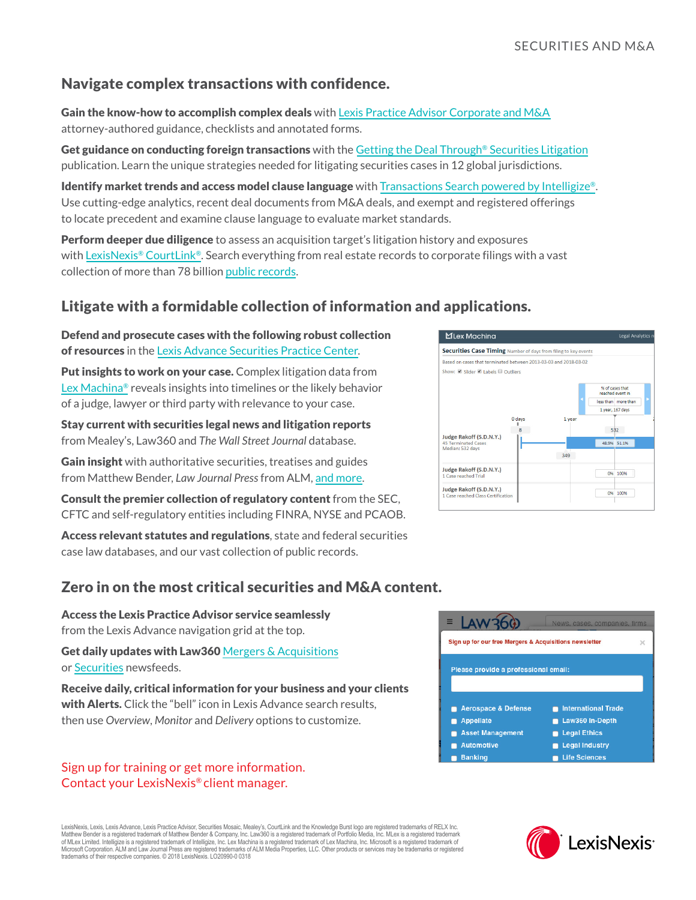## Navigate complex transactions with confidence.

**Gain the know-how to accomplish complex deals** with Lexis Practice Advisor Corporate and M&A attorney-authored guidance, checklists and annotated forms.

**Get guidance on conducting foreign transactions** with the Getting the Deal Through® Securities Litigation publication. Learn the unique strategies needed for litigating securities cases in 12 global jurisdictions.

**Identify market trends and access model clause language** with Transactions Search powered by Intelligize®. Use cutting-edge analytics, recent deal documents from M&A deals, and exempt and registered offerings to locate precedent and examine clause language to evaluate market standards.

**Perform deeper due diligence** to assess an acquisition target's litigation history and exposures with LexisNexis® CourtLink®. Search everything from real estate records to corporate filings with a vast collection of more than 78 billion public records.

## Litigate with a formidable collection of information and applications.

**Defend and prosecute cases with the following robust collection of resources** in the Lexis Advance Securities Practice Center.

**Put insights to work on your case.** Complex litigation data from Lex Machina® reveals insights into timelines or the likely behavior of a judge, lawyer or third party with relevance to your case.

**Stay current with securities legal news and litigation reports** from Mealey's, Law360 and *The Wall Street Journal* database.

**Gain insight** with authoritative securities, treatises and guides from Matthew Bender, *Law Journal Press* from ALM, and more.

**Consult the premier collection of regulatory content** from the SEC, CFTC and self-regulatory entities including FINRA, NYSE and PCAOB.

**Access relevant statutes and regulations**, state and federal securities case law databases, and our vast collection of public records.

## Zero in on the most critical securities and M&A content.

**Access the Lexis Practice Advisor service seamlessly** from the Lexis Advance navigation grid at the top.

**Get daily updates with Law360** Mergers & Acquisitions or Securities newsfeeds.

**Receive daily, critical information for your business and your clients with Alerts.** Click the "bell" icon in Lexis Advance search results, then use *Overview*, *Monitor* and *Delivery* options to customize.

Sign up for training or get more information.
Contact your LexisNexis® client manager.

LexisNexis, Lexis, Lexis Advance, Lexis Practice Advisor, Securities Mosaic, Mealey's, CourtLink and the Knowledge Burst logo are registered trademarks of RELX Inc. Matthew Bender is a registered trademark of Matthew Bender & Company, Inc. Law360 is a registered trademark of Portfolio Media, Inc. MLex is a registered trademark of MLex Limited. Intelligize is a registered trademark of Intelligize, Inc. Lex Machina is a registered trademark of Lex Machina, Inc. Microsoft is a registered trademark of Microsoft Corporation. ALM and Law Journal Press are registered trademarks of ALM Media Properties, LLC. Other products or services may be trademarks or registered trademarks of their respective companies. © 2018 LexisNexis. LO20990-0 0318